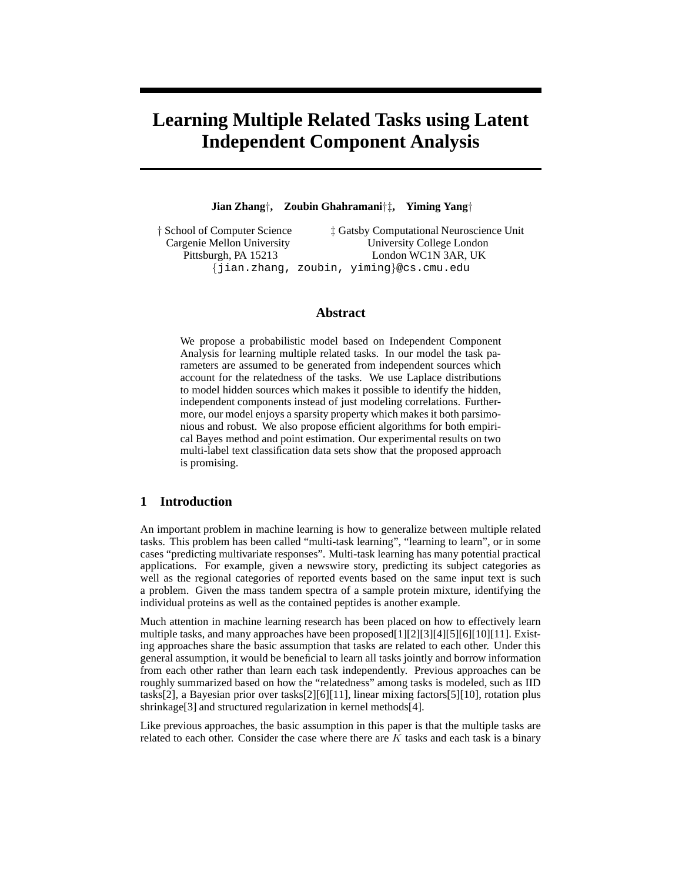# Learning Multiple Related Tasks using Latent Independent Component Analysis

**Jian Zhang†, Zoubin Ghahramani†‡, Yiming Yang†**

† School of Computer Science
Cargenie Mellon University
Pittsburgh, PA 15213

‡ Gatsby Computational Neuroscience Unit
University College London
London WC1N 3AR, UK

{jian.zhang, zoubin, yiming}@cs.cmu.edu

## Abstract

We propose a probabilistic model based on Independent Component Analysis for learning multiple related tasks. In our model the task parameters are assumed to be generated from independent sources which account for the relatedness of the tasks. We use Laplace distributions to model hidden sources which makes it possible to identify the hidden, independent components instead of just modeling correlations. Furthermore, our model enjoys a sparsity property which makes it both parsimonious and robust. We also propose efficient algorithms for both empirical Bayes method and point estimation. Our experimental results on two multi-label text classification data sets show that the proposed approach is promising.

## 1 Introduction

An important problem in machine learning is how to generalize between multiple related tasks. This problem has been called "multi-task learning", "learning to learn", or in some cases "predicting multivariate responses". Multi-task learning has many potential practical applications. For example, given a newswire story, predicting its subject categories as well as the regional categories of reported events based on the same input text is such a problem. Given the mass tandem spectra of a sample protein mixture, identifying the individual proteins as well as the contained peptides is another example.

Much attention in machine learning research has been placed on how to effectively learn multiple tasks, and many approaches have been proposed[1][2][3][4][5][6][10][11]. Existing approaches share the basic assumption that tasks are related to each other. Under this general assumption, it would be beneficial to learn all tasks jointly and borrow information from each other rather than learn each task independently. Previous approaches can be roughly summarized based on how the "relatedness" among tasks is modeled, such as IID tasks[2], a Bayesian prior over tasks[2][6][11], linear mixing factors[5][10], rotation plus shrinkage[3] and structured regularization in kernel methods[4].

Like previous approaches, the basic assumption in this paper is that the multiple tasks are related to each other. Consider the case where there are $K$ tasks and each task is a binary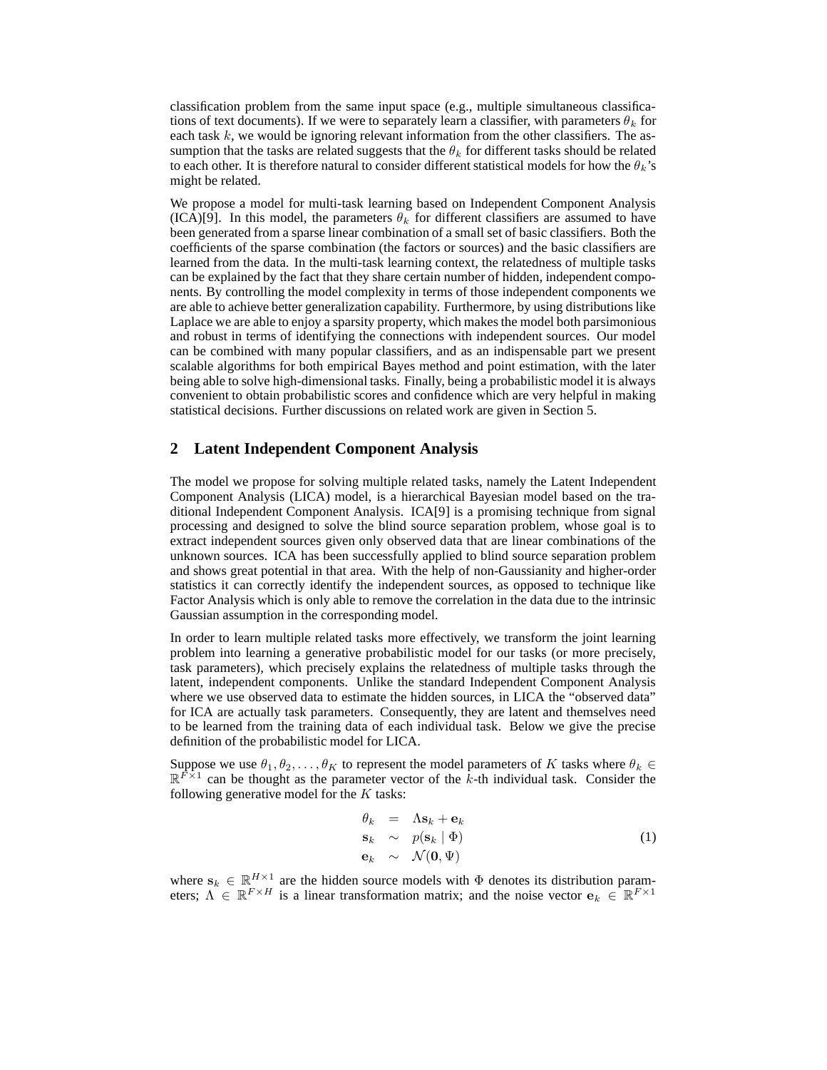classification problem from the same input space (e.g., multiple simultaneous classifications of text documents). If we were to separately learn a classifier, with parameters $\theta_k$ for each task $k$, we would be ignoring relevant information from the other classifiers. The assumption that the tasks are related suggests that the $\theta_k$ for different tasks should be related to each other. It is therefore natural to consider different statistical models for how the $\theta_k$'s might be related.

We propose a model for multi-task learning based on Independent Component Analysis (ICA)[9]. In this model, the parameters $\theta_k$ for different classifiers are assumed to have been generated from a sparse linear combination of a small set of basic classifiers. Both the coefficients of the sparse combination (the factors or sources) and the basic classifiers are learned from the data. In the multi-task learning context, the relatedness of multiple tasks can be explained by the fact that they share certain number of hidden, independent components. By controlling the model complexity in terms of those independent components we are able to achieve better generalization capability. Furthermore, by using distributions like Laplace we are able to enjoy a sparsity property, which makes the model both parsimonious and robust in terms of identifying the connections with independent sources. Our model can be combined with many popular classifiers, and as an indispensable part we present scalable algorithms for both empirical Bayes method and point estimation, with the later being able to solve high-dimensional tasks. Finally, being a probabilistic model it is always convenient to obtain probabilistic scores and confidence which are very helpful in making statistical decisions. Further discussions on related work are given in Section 5.

## 2 Latent Independent Component Analysis

The model we propose for solving multiple related tasks, namely the Latent Independent Component Analysis (LICA) model, is a hierarchical Bayesian model based on the traditional Independent Component Analysis. ICA[9] is a promising technique from signal processing and designed to solve the blind source separation problem, whose goal is to extract independent sources given only observed data that are linear combinations of the unknown sources. ICA has been successfully applied to blind source separation problem and shows great potential in that area. With the help of non-Gaussianity and higher-order statistics it can correctly identify the independent sources, as opposed to technique like Factor Analysis which is only able to remove the correlation in the data due to the intrinsic Gaussian assumption in the corresponding model.

In order to learn multiple related tasks more effectively, we transform the joint learning problem into learning a generative probabilistic model for our tasks (or more precisely, task parameters), which precisely explains the relatedness of multiple tasks through the latent, independent components. Unlike the standard Independent Component Analysis where we use observed data to estimate the hidden sources, in LICA the "observed data" for ICA are actually task parameters. Consequently, they are latent and themselves need to be learned from the training data of each individual task. Below we give the precise definition of the probabilistic model for LICA.

Suppose we use $\theta_1, \theta_2, \ldots, \theta_K$ to represent the model parameters of $K$ tasks where $\theta_k \in \mathbb{R}^{F \times 1}$ can be thought as the parameter vector of the $k$-th individual task. Consider the following generative model for the $K$ tasks:

$$
\begin{aligned}
\theta_k &= \Lambda \mathbf{s}_k + \mathbf{e}_k \\
\mathbf{s}_k &\sim p(\mathbf{s}_k \mid \Phi) \\
\mathbf{e}_k &\sim \mathcal{N}(\mathbf{0}, \Psi)
\end{aligned}
\tag{1}
$$

where $\mathbf{s}_k \in \mathbb{R}^{H \times 1}$ are the hidden source models with $\Phi$ denotes its distribution parameters; $\Lambda \in \mathbb{R}^{F \times H}$ is a linear transformation matrix; and the noise vector $\mathbf{e}_k \in \mathbb{R}^{F \times 1}$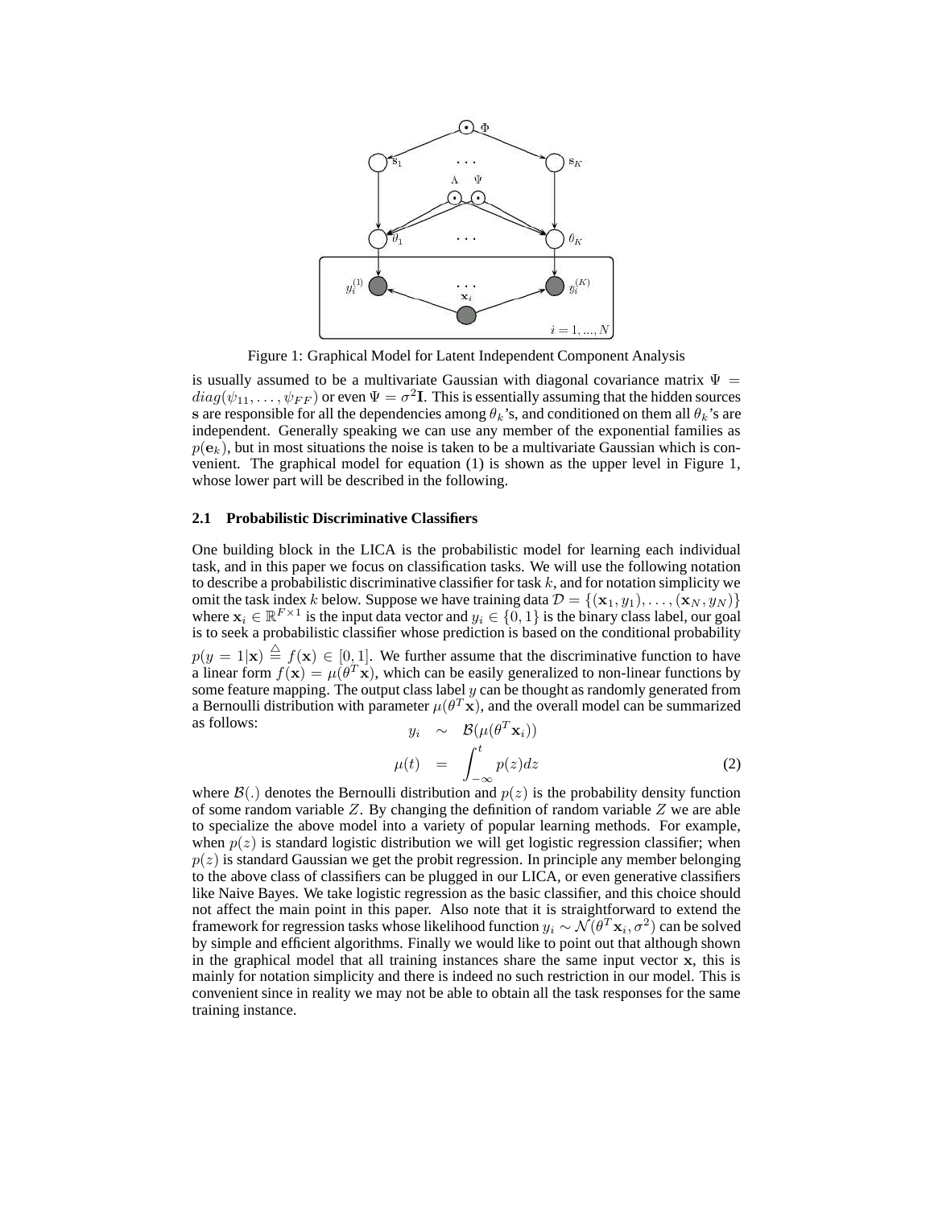Figure 1: Graphical Model for Latent Independent Component Analysis

is usually assumed to be a multivariate Gaussian with diagonal covariance matrix $\Psi = diag(\psi_{11}, \ldots, \psi_{FF})$ or even $\Psi = \sigma^2 \mathbf{I}$. This is essentially assuming that the hidden sources $\mathbf{s}$ are responsible for all the dependencies among $\theta_k$'s, and conditioned on them all $\theta_k$'s are independent. Generally speaking we can use any member of the exponential families as $p(\mathbf{e}_k)$, but in most situations the noise is taken to be a multivariate Gaussian which is convenient. The graphical model for equation (1) is shown as the upper level in Figure 1, whose lower part will be described in the following.

### 2.1 Probabilistic Discriminative Classifiers

One building block in the LICA is the probabilistic model for learning each individual task, and in this paper we focus on classification tasks. We will use the following notation to describe a probabilistic discriminative classifier for task $k$, and for notation simplicity we omit the task index $k$ below. Suppose we have training data $\mathcal{D} = \{(\mathbf{x}_1, y_1), \ldots, (\mathbf{x}_N, y_N)\}$ where $\mathbf{x}_i \in \mathbb{R}^{F \times 1}$ is the input data vector and $y_i \in \{0, 1\}$ is the binary class label, our goal is to seek a probabilistic classifier whose prediction is based on the conditional probability $p(y = 1|\mathbf{x}) \stackrel{\triangle}{=} f(\mathbf{x}) \in [0, 1]$. We further assume that the discriminative function to have a linear form $f(\mathbf{x}) = \mu(\theta^T \mathbf{x})$, which can be easily generalized to non-linear functions by some feature mapping. The output class label $y$ can be thought as randomly generated from a Bernoulli distribution with parameter $\mu(\theta^T \mathbf{x})$, and the overall model can be summarized as follows:

$$
\begin{aligned}
y_i &\sim \mathcal{B}(\mu(\theta^T \mathbf{x}_i)) \\
\mu(t) &= \int_{-\infty}^{t} p(z) dz
\end{aligned} \tag{2}
$$

where $\mathcal{B}(.)$ denotes the Bernoulli distribution and $p(z)$ is the probability density function of some random variable $Z$. By changing the definition of random variable $Z$ we are able to specialize the above model into a variety of popular learning methods. For example, when $p(z)$ is standard logistic distribution we will get logistic regression classifier; when $p(z)$ is standard Gaussian we get the probit regression. In principle any member belonging to the above class of classifiers can be plugged in our LICA, or even generative classifiers like Naive Bayes. We take logistic regression as the basic classifier, and this choice should not affect the main point in this paper. Also note that it is straightforward to extend the framework for regression tasks whose likelihood function $y_i \sim \mathcal{N}(\theta^T \mathbf{x}_i, \sigma^2)$ can be solved by simple and efficient algorithms. Finally we would like to point out that although shown in the graphical model that all training instances share the same input vector $\mathbf{x}$, this is mainly for notation simplicity and there is indeed no such restriction in our model. This is convenient since in reality we may not be able to obtain all the task responses for the same training instance.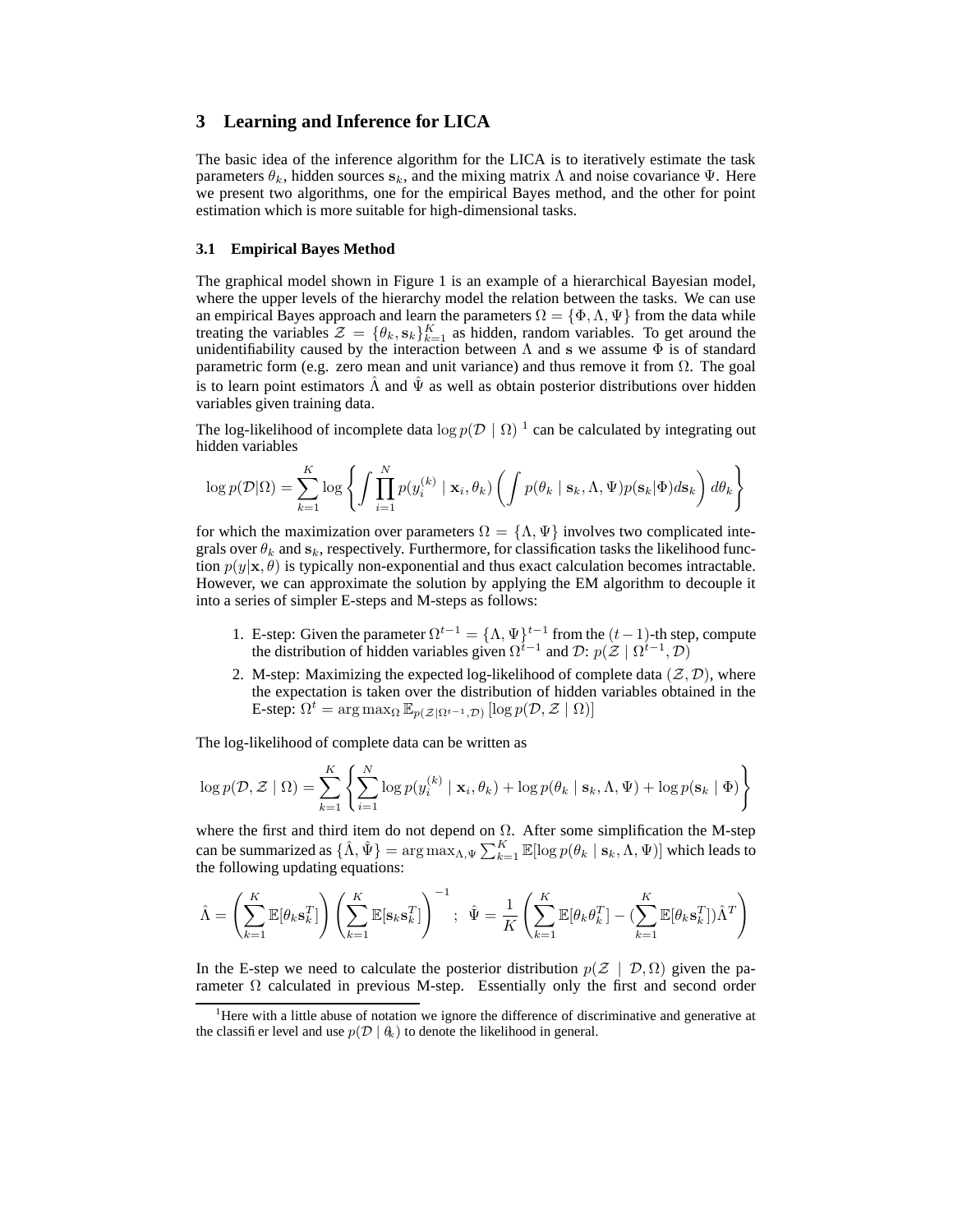## 3 Learning and Inference for LICA

The basic idea of the inference algorithm for the LICA is to iteratively estimate the task parameters $\theta_k$, hidden sources $\mathbf{s}_k$, and the mixing matrix $\Lambda$ and noise covariance $\Psi$. Here we present two algorithms, one for the empirical Bayes method, and the other for point estimation which is more suitable for high-dimensional tasks.

### 3.1 Empirical Bayes Method

The graphical model shown in Figure 1 is an example of a hierarchical Bayesian model, where the upper levels of the hierarchy model the relation between the tasks. We can use an empirical Bayes approach and learn the parameters $\Omega = \{\Phi, \Lambda, \Psi\}$ from the data while treating the variables $\mathcal{Z} = \{\theta_k, \mathbf{s}_k\}_{k=1}^K$ as hidden, random variables. To get around the unidentifiability caused by the interaction between $\Lambda$ and $\mathbf{s}$ we assume $\Phi$ is of standard parametric form (e.g. zero mean and unit variance) and thus remove it from $\Omega$. The goal is to learn point estimators $\hat{\Lambda}$ and $\hat{\Psi}$ as well as obtain posterior distributions over hidden variables given training data.

The log-likelihood of incomplete data $\log p(\mathcal{D} \mid \Omega)$ [1] can be calculated by integrating out hidden variables

$$\log p(\mathcal{D}|\Omega) = \sum_{k=1}^{K} \log \left\{ \int \prod_{i=1}^{N} p(y_i^{(k)} \mid \mathbf{x}_i, \theta_k) \left( \int p(\theta_k \mid \mathbf{s}_k, \Lambda, \Psi) p(\mathbf{s}_k|\Phi) d\mathbf{s}_k \right) d\theta_k \right\}$$

for which the maximization over parameters $\Omega = \{\Lambda, \Psi\}$ involves two complicated integrals over $\theta_k$ and $\mathbf{s}_k$, respectively. Furthermore, for classification tasks the likelihood function $p(y|\mathbf{x}, \theta)$ is typically non-exponential and thus exact calculation becomes intractable. However, we can approximate the solution by applying the EM algorithm to decouple it into a series of simpler E-steps and M-steps as follows:

1. E-step: Given the parameter $\Omega^{t-1} = \{\Lambda, \Psi\}^{t-1}$ from the $(t-1)$-th step, compute the distribution of hidden variables given $\Omega^{t-1}$ and $\mathcal{D}$: $p(\mathcal{Z} \mid \Omega^{t-1}, \mathcal{D})$
2. M-step: Maximizing the expected log-likelihood of complete data $(\mathcal{Z}, \mathcal{D})$, where the expectation is taken over the distribution of hidden variables obtained in the E-step: $\Omega^t = \arg\max_{\Omega} \mathbb{E}_{p(\mathcal{Z}|\Omega^{t-1}, \mathcal{D})} [\log p(\mathcal{D}, \mathcal{Z} \mid \Omega)]$

The log-likelihood of complete data can be written as

$$\log p(\mathcal{D}, \mathcal{Z} \mid \Omega) = \sum_{k=1}^{K} \left\{ \sum_{i=1}^{N} \log p(y_i^{(k)} \mid \mathbf{x}_i, \theta_k) + \log p(\theta_k \mid \mathbf{s}_k, \Lambda, \Psi) + \log p(\mathbf{s}_k \mid \Phi) \right\}$$

where the first and third item do not depend on $\Omega$. After some simplification the M-step can be summarized as $\{\hat{\Lambda}, \hat{\Psi}\} = \arg\max_{\Lambda, \Psi} \sum_{k=1}^{K} \mathbb{E}[\log p(\theta_k \mid \mathbf{s}_k, \Lambda, \Psi)]$ which leads to the following updating equations:

$$\hat{\Lambda} = \left( \sum_{k=1}^{K} \mathbb{E}[\theta_k \mathbf{s}_k^T] \right) \left( \sum_{k=1}^{K} \mathbb{E}[\mathbf{s}_k \mathbf{s}_k^T] \right)^{-1} \; ; \; \hat{\Psi} = \frac{1}{K} \left( \sum_{k=1}^{K} \mathbb{E}[\theta_k \theta_k^T] - (\sum_{k=1}^{K} \mathbb{E}[\theta_k \mathbf{s}_k^T]) \hat{\Lambda}^T \right)$$

In the E-step we need to calculate the posterior distribution $p(\mathcal{Z} \mid \mathcal{D}, \Omega)$ given the parameter $\Omega$ calculated in previous M-step. Essentially only the first and second order

[1] Here with a little abuse of notation we ignore the difference of discriminative and generative at the classifier level and use $p(\mathcal{D} \mid \theta_k)$ to denote the likelihood in general.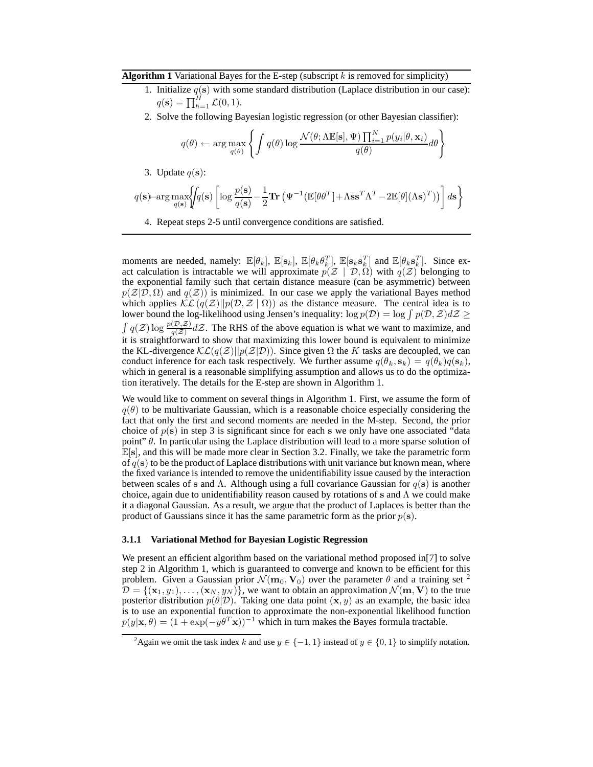**Algorithm 1** Variational Bayes for the E-step (subscript $k$ is removed for simplicity)

1. Initialize $q(\mathbf{s})$ with some standard distribution (Laplace distribution in our case): $q(\mathbf{s}) = \prod_{h=1}^{H} \mathcal{L}(0, 1)$.
2. Solve the following Bayesian logistic regression (or other Bayesian classifier):
$$q(\theta) \leftarrow \arg\max_{q(\theta)} \left\{ \int q(\theta) \log \frac{\mathcal{N}(\theta; \Lambda\mathbb{E}[\mathbf{s}], \Psi) \prod_{i=1}^{N} p(y_i|\theta, \mathbf{x}_i)}{q(\theta)} d\theta \right\}$$
3. Update $q(\mathbf{s})$:
$$q(\mathbf{s}) \leftarrow \arg\max_{q(\mathbf{s})} \left\{ \int q(\mathbf{s}) \left[ \log \frac{p(\mathbf{s})}{q(\mathbf{s})} - \frac{1}{2}\mathbf{Tr}\left(\Psi^{-1}(\mathbb{E}[\theta\theta^T] + \Lambda\mathbf{s}\mathbf{s}^T\Lambda^T - 2\mathbb{E}[\theta](\Lambda\mathbf{s})^T)\right) \right] d\mathbf{s} \right\}$$
4. Repeat steps 2-5 until convergence conditions are satisfied.

moments are needed, namely: $\mathbb{E}[\theta_k]$, $\mathbb{E}[\mathbf{s}_k]$, $\mathbb{E}[\theta_k\theta_k^T]$, $\mathbb{E}[\mathbf{s}_k\mathbf{s}_k^T]$ and $\mathbb{E}[\theta_k\mathbf{s}_k^T]$. Since exact calculation is intractable we will approximate $p(\mathcal{Z} \mid \mathcal{D}, \Omega)$ with $q(\mathcal{Z})$ belonging to the exponential family such that certain distance measure (can be asymmetric) between $p(\mathcal{Z}|\mathcal{D}, \Omega)$ and $q(\mathcal{Z})$) is minimized. In our case we apply the variational Bayes method which applies $\mathcal{KL}\left(q(\mathcal{Z})||p(\mathcal{D}, \mathcal{Z} \mid \Omega)\right)$ as the distance measure. The central idea is to lower bound the log-likelihood using Jensen's inequality: $\log p(\mathcal{D}) = \log \int p(\mathcal{D}, \mathcal{Z}) d\mathcal{Z} \geq \int q(\mathcal{Z}) \log \frac{p(\mathcal{D}, \mathcal{Z})}{q(\mathcal{Z})} d\mathcal{Z}$. The RHS of the above equation is what we want to maximize, and it is straightforward to show that maximizing this lower bound is equivalent to minimize the KL-divergence $\mathcal{KL}(q(\mathcal{Z})||p(\mathcal{Z}|\mathcal{D}))$. Since given $\Omega$ the $K$ tasks are decoupled, we can conduct inference for each task respectively. We further assume $q(\theta_k, \mathbf{s}_k) = q(\theta_k)q(\mathbf{s}_k)$, which in general is a reasonable simplifying assumption and allows us to do the optimization iteratively. The details for the E-step are shown in Algorithm 1.

We would like to comment on several things in Algorithm 1. First, we assume the form of $q(\theta)$ to be multivariate Gaussian, which is a reasonable choice especially considering the fact that only the first and second moments are needed in the M-step. Second, the prior choice of $p(\mathbf{s})$ in step 3 is significant since for each $\mathbf{s}$ we only have one associated "data point" $\theta$. In particular using the Laplace distribution will lead to a more sparse solution of $\mathbb{E}[\mathbf{s}]$, and this will be made more clear in Section 3.2. Finally, we take the parametric form of $q(\mathbf{s})$ to be the product of Laplace distributions with unit variance but known mean, where the fixed variance is intended to remove the unidentifiability issue caused by the interaction between scales of $\mathbf{s}$ and $\Lambda$. Although using a full covariance Gaussian for $q(\mathbf{s})$ is another choice, again due to unidentifiability reason caused by rotations of $\mathbf{s}$ and $\Lambda$ we could make it a diagonal Gaussian. As a result, we argue that the product of Laplaces is better than the product of Gaussians since it has the same parametric form as the prior $p(\mathbf{s})$.

### 3.1.1 Variational Method for Bayesian Logistic Regression

We present an efficient algorithm based on the variational method proposed in[7] to solve step 2 in Algorithm 1, which is guaranteed to converge and known to be efficient for this problem. Given a Gaussian prior $\mathcal{N}(\mathbf{m}_0, \mathbf{V}_0)$ over the parameter $\theta$ and a training set [2] $\mathcal{D} = \{(\mathbf{x}_1, y_1), \ldots, (\mathbf{x}_N, y_N)\}$, we want to obtain an approximation $\mathcal{N}(\mathbf{m}, \mathbf{V})$ to the true posterior distribution $p(\theta|\mathcal{D})$. Taking one data point $(\mathbf{x}, y)$ as an example, the basic idea is to use an exponential function to approximate the non-exponential likelihood function $p(y|\mathbf{x}, \theta) = (1 + \exp(-y\theta^T\mathbf{x}))^{-1}$ which in turn makes the Bayes formula tractable.

[2] Again we omit the task index $k$ and use $y \in \{-1, 1\}$ instead of $y \in \{0, 1\}$ to simplify notation.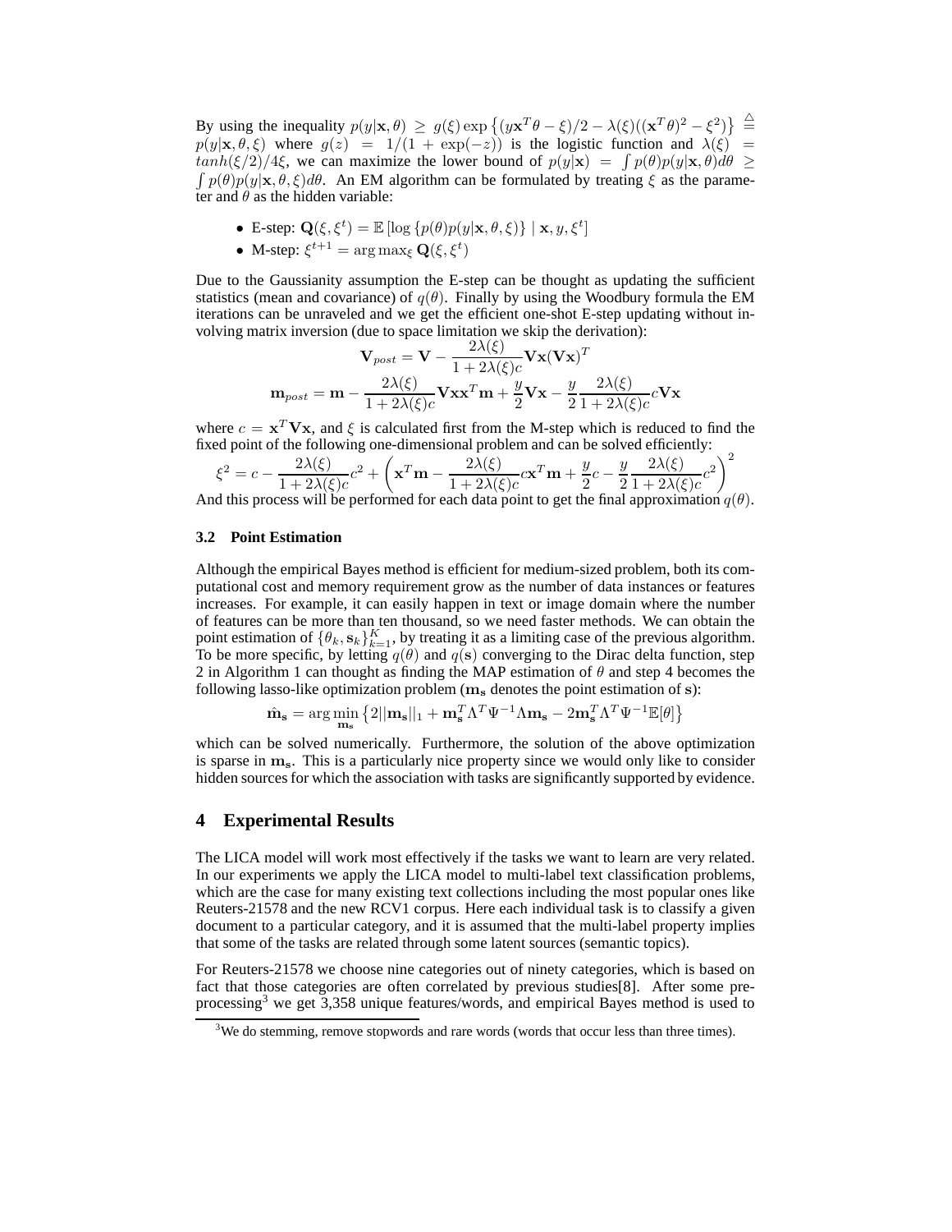By using the inequality $p(y|\mathbf{x}, \theta) \geq g(\xi) \exp\left\{(y\mathbf{x}^T\theta - \xi)/2 - \lambda(\xi)((\mathbf{x}^T\theta)^2 - \xi^2)\right\} \stackrel{\triangle}{=} p(y|\mathbf{x}, \theta, \xi)$ where $g(z) = 1/(1 + \exp(-z))$ is the logistic function and $\lambda(\xi) = tanh(\xi/2)/4\xi$, we can maximize the lower bound of $p(y|\mathbf{x}) = \int p(\theta)p(y|\mathbf{x}, \theta)d\theta \geq \int p(\theta)p(y|\mathbf{x}, \theta, \xi)d\theta$. An EM algorithm can be formulated by treating $\xi$ as the parameter and $\theta$ as the hidden variable:

- E-step: $\mathbf{Q}(\xi, \xi^t) = \mathbb{E}\left[\log\left\{p(\theta)p(y|\mathbf{x}, \theta, \xi)\right\} \mid \mathbf{x}, y, \xi^t\right]$
- M-step: $\xi^{t+1} = \arg\max_\xi \mathbf{Q}(\xi, \xi^t)$

Due to the Gaussianity assumption the E-step can be thought as updating the sufficient statistics (mean and covariance) of $q(\theta)$. Finally by using the Woodbury formula the EM iterations can be unraveled and we get the efficient one-shot E-step updating without involving matrix inversion (due to space limitation we skip the derivation):

$$\mathbf{V}_{post} = \mathbf{V} - \frac{2\lambda(\xi)}{1 + 2\lambda(\xi)c}\mathbf{V}\mathbf{x}(\mathbf{V}\mathbf{x})^T$$

$$\mathbf{m}_{post} = \mathbf{m} - \frac{2\lambda(\xi)}{1 + 2\lambda(\xi)c}\mathbf{V}\mathbf{x}\mathbf{x}^T\mathbf{m} + \frac{y}{2}\mathbf{V}\mathbf{x} - \frac{y}{2}\frac{2\lambda(\xi)}{1 + 2\lambda(\xi)c}c\mathbf{V}\mathbf{x}$$

where $c = \mathbf{x}^T\mathbf{V}\mathbf{x}$, and $\xi$ is calculated first from the M-step which is reduced to find the fixed point of the following one-dimensional problem and can be solved efficiently:

$$\xi^2 = c - \frac{2\lambda(\xi)}{1 + 2\lambda(\xi)c}c^2 + \left(\mathbf{x}^T\mathbf{m} - \frac{2\lambda(\xi)}{1 + 2\lambda(\xi)c}c\mathbf{x}^T\mathbf{m} + \frac{y}{2}c - \frac{y}{2}\frac{2\lambda(\xi)}{1 + 2\lambda(\xi)c}c^2\right)^2$$

And this process will be performed for each data point to get the final approximation $q(\theta)$.

### 3.2 Point Estimation

Although the empirical Bayes method is efficient for medium-sized problem, both its computational cost and memory requirement grow as the number of data instances or features increases. For example, it can easily happen in text or image domain where the number of features can be more than ten thousand, so we need faster methods. We can obtain the point estimation of $\{\theta_k, \mathbf{s}_k\}_{k=1}^K$, by treating it as a limiting case of the previous algorithm. To be more specific, by letting $q(\theta)$ and $q(\mathbf{s})$ converging to the Dirac delta function, step 2 in Algorithm 1 can thought as finding the MAP estimation of $\theta$ and step 4 becomes the following lasso-like optimization problem ($\mathbf{m_s}$ denotes the point estimation of $\mathbf{s}$):

$$\hat{\mathbf{m}}_\mathbf{s} = \arg\min_{\mathbf{m_s}}\left\{2||\mathbf{m_s}||_1 + \mathbf{m_s}^T\Lambda^T\Psi^{-1}\Lambda\mathbf{m_s} - 2\mathbf{m_s}^T\Lambda^T\Psi^{-1}\mathbb{E}[\theta]\right\}$$

which can be solved numerically. Furthermore, the solution of the above optimization is sparse in $\mathbf{m_s}$. This is a particularly nice property since we would only like to consider hidden sources for which the association with tasks are significantly supported by evidence.

## 4 Experimental Results

The LICA model will work most effectively if the tasks we want to learn are very related. In our experiments we apply the LICA model to multi-label text classification problems, which are the case for many existing text collections including the most popular ones like Reuters-21578 and the new RCV1 corpus. Here each individual task is to classify a given document to a particular category, and it is assumed that the multi-label property implies that some of the tasks are related through some latent sources (semantic topics).

For Reuters-21578 we choose nine categories out of ninety categories, which is based on fact that those categories are often correlated by previous studies[8]. After some pre-processing[3] we get 3,358 unique features/words, and empirical Bayes method is used to

[3] We do stemming, remove stopwords and rare words (words that occur less than three times).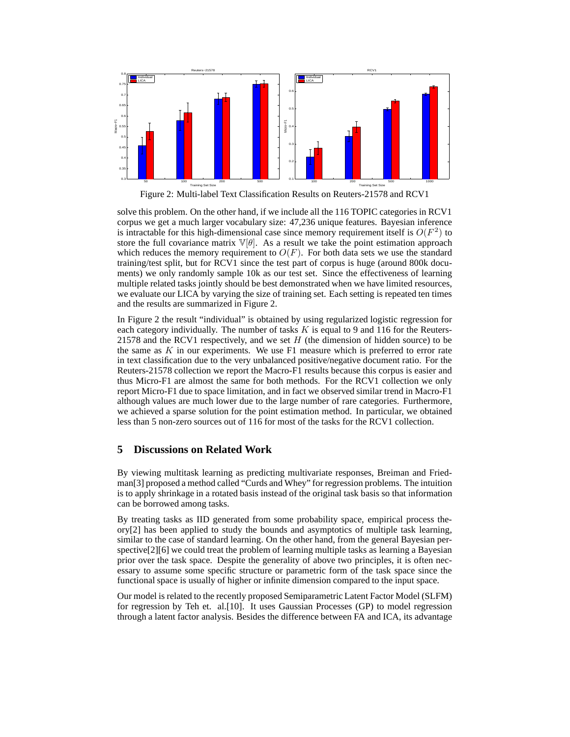Figure 2: Multi-label Text Classification Results on Reuters-21578 and RCV1

solve this problem. On the other hand, if we include all the 116 TOPIC categories in RCV1 corpus we get a much larger vocabulary size: 47,236 unique features. Bayesian inference is intractable for this high-dimensional case since memory requirement itself is $O(F^2)$ to store the full covariance matrix $\mathbb{V}[\theta]$. As a result we take the point estimation approach which reduces the memory requirement to $O(F)$. For both data sets we use the standard training/test split, but for RCV1 since the test part of corpus is huge (around 800k documents) we only randomly sample 10k as our test set. Since the effectiveness of learning multiple related tasks jointly should be best demonstrated when we have limited resources, we evaluate our LICA by varying the size of training set. Each setting is repeated ten times and the results are summarized in Figure 2.

In Figure 2 the result "individual" is obtained by using regularized logistic regression for each category individually. The number of tasks $K$ is equal to 9 and 116 for the Reuters-21578 and the RCV1 respectively, and we set $H$ (the dimension of hidden source) to be the same as $K$ in our experiments. We use F1 measure which is preferred to error rate in text classification due to the very unbalanced positive/negative document ratio. For the Reuters-21578 collection we report the Macro-F1 results because this corpus is easier and thus Micro-F1 are almost the same for both methods. For the RCV1 collection we only report Micro-F1 due to space limitation, and in fact we observed similar trend in Macro-F1 although values are much lower due to the large number of rare categories. Furthermore, we achieved a sparse solution for the point estimation method. In particular, we obtained less than 5 non-zero sources out of 116 for most of the tasks for the RCV1 collection.

## 5 Discussions on Related Work

By viewing multitask learning as predicting multivariate responses, Breiman and Friedman[3] proposed a method called "Curds and Whey" for regression problems. The intuition is to apply shrinkage in a rotated basis instead of the original task basis so that information can be borrowed among tasks.

By treating tasks as IID generated from some probability space, empirical process theory[2] has been applied to study the bounds and asymptotics of multiple task learning, similar to the case of standard learning. On the other hand, from the general Bayesian perspective[2][6] we could treat the problem of learning multiple tasks as learning a Bayesian prior over the task space. Despite the generality of above two principles, it is often necessary to assume some specific structure or parametric form of the task space since the functional space is usually of higher or infinite dimension compared to the input space.

Our model is related to the recently proposed Semiparametric Latent Factor Model (SLFM) for regression by Teh et. al.[10]. It uses Gaussian Processes (GP) to model regression through a latent factor analysis. Besides the difference between FA and ICA, its advantage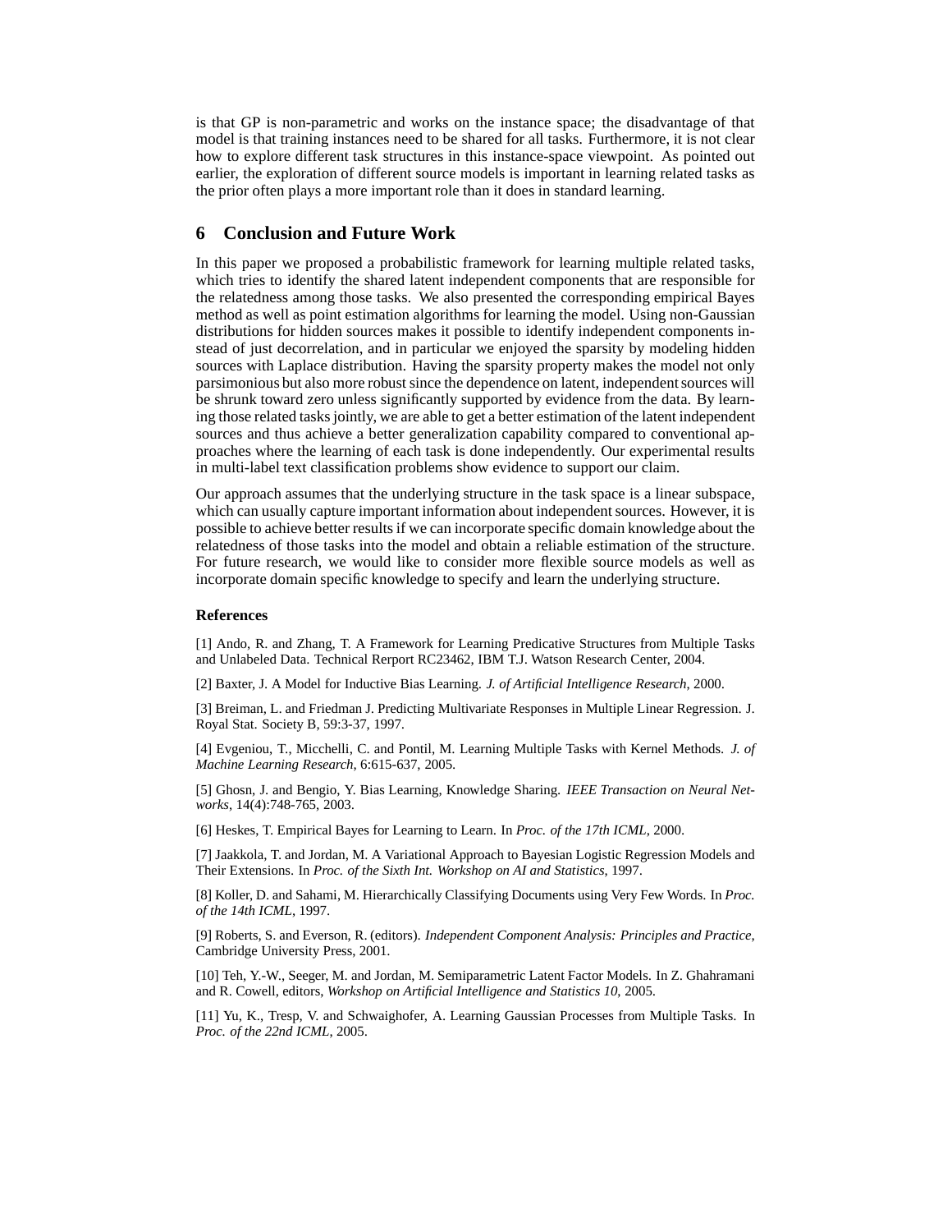is that GP is non-parametric and works on the instance space; the disadvantage of that model is that training instances need to be shared for all tasks. Furthermore, it is not clear how to explore different task structures in this instance-space viewpoint. As pointed out earlier, the exploration of different source models is important in learning related tasks as the prior often plays a more important role than it does in standard learning.

## 6 Conclusion and Future Work

In this paper we proposed a probabilistic framework for learning multiple related tasks, which tries to identify the shared latent independent components that are responsible for the relatedness among those tasks. We also presented the corresponding empirical Bayes method as well as point estimation algorithms for learning the model. Using non-Gaussian distributions for hidden sources makes it possible to identify independent components instead of just decorrelation, and in particular we enjoyed the sparsity by modeling hidden sources with Laplace distribution. Having the sparsity property makes the model not only parsimonious but also more robust since the dependence on latent, independent sources will be shrunk toward zero unless significantly supported by evidence from the data. By learning those related tasks jointly, we are able to get a better estimation of the latent independent sources and thus achieve a better generalization capability compared to conventional approaches where the learning of each task is done independently. Our experimental results in multi-label text classification problems show evidence to support our claim.

Our approach assumes that the underlying structure in the task space is a linear subspace, which can usually capture important information about independent sources. However, it is possible to achieve better results if we can incorporate specific domain knowledge about the relatedness of those tasks into the model and obtain a reliable estimation of the structure. For future research, we would like to consider more flexible source models as well as incorporate domain specific knowledge to specify and learn the underlying structure.

### References

[1] Ando, R. and Zhang, T. A Framework for Learning Predicative Structures from Multiple Tasks and Unlabeled Data. Technical Rerport RC23462, IBM T.J. Watson Research Center, 2004.

[2] Baxter, J. A Model for Inductive Bias Learning. *J. of Artificial Intelligence Research*, 2000.

[3] Breiman, L. and Friedman J. Predicting Multivariate Responses in Multiple Linear Regression. J. Royal Stat. Society B, 59:3-37, 1997.

[4] Evgeniou, T., Micchelli, C. and Pontil, M. Learning Multiple Tasks with Kernel Methods. *J. of Machine Learning Research*, 6:615-637, 2005.

[5] Ghosn, J. and Bengio, Y. Bias Learning, Knowledge Sharing. *IEEE Transaction on Neural Networks*, 14(4):748-765, 2003.

[6] Heskes, T. Empirical Bayes for Learning to Learn. In *Proc. of the 17th ICML*, 2000.

[7] Jaakkola, T. and Jordan, M. A Variational Approach to Bayesian Logistic Regression Models and Their Extensions. In *Proc. of the Sixth Int. Workshop on AI and Statistics*, 1997.

[8] Koller, D. and Sahami, M. Hierarchically Classifying Documents using Very Few Words. In *Proc. of the 14th ICML*, 1997.

[9] Roberts, S. and Everson, R. (editors). *Independent Component Analysis: Principles and Practice*, Cambridge University Press, 2001.

[10] Teh, Y.-W., Seeger, M. and Jordan, M. Semiparametric Latent Factor Models. In Z. Ghahramani and R. Cowell, editors, *Workshop on Artificial Intelligence and Statistics 10*, 2005.

[11] Yu, K., Tresp, V. and Schwaighofer, A. Learning Gaussian Processes from Multiple Tasks. In *Proc. of the 22nd ICML*, 2005.